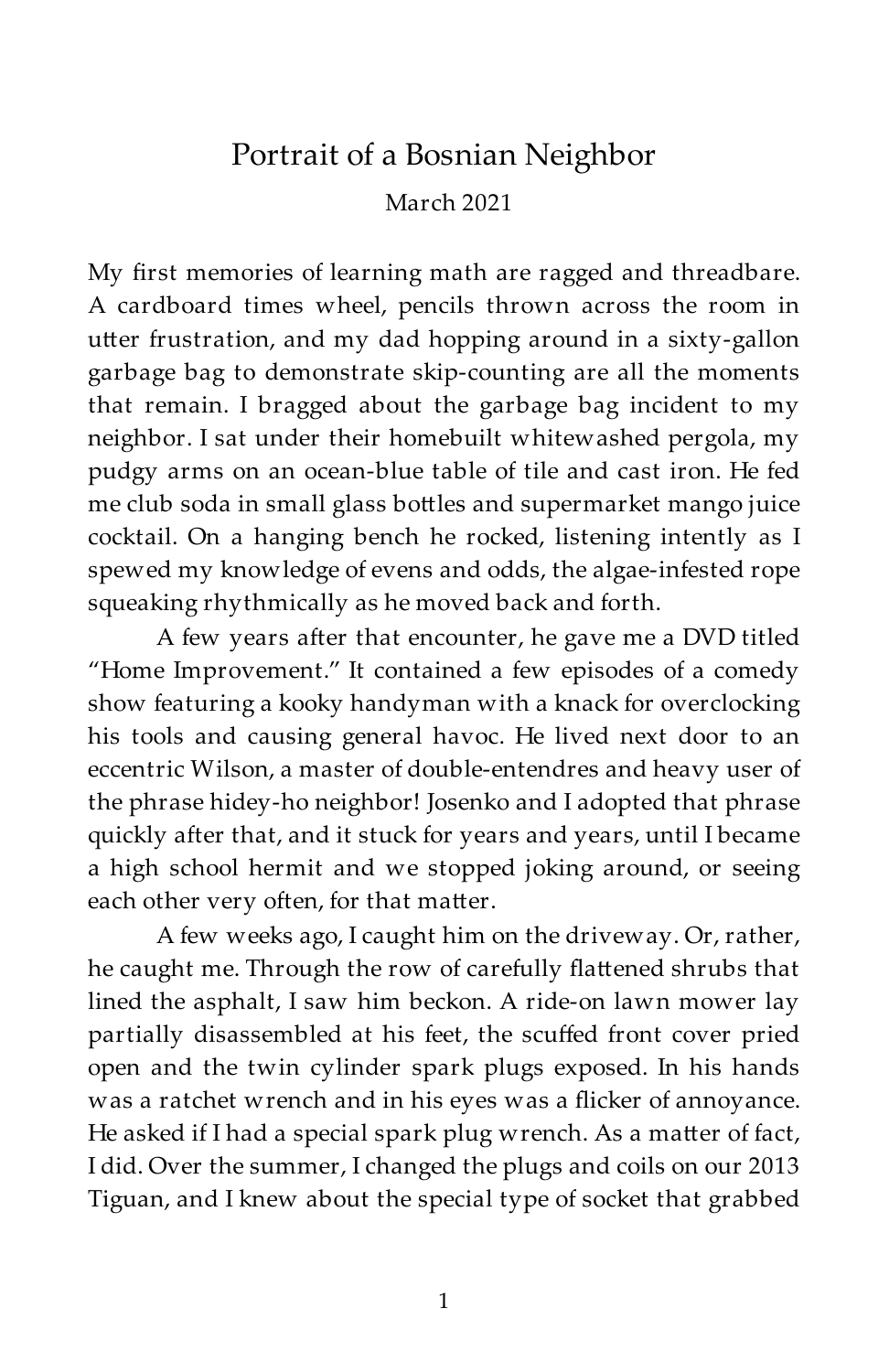# Portrait of a Bosnian Neighbor

March 2021

My first memories of learning math are ragged and threadbare. A cardboard times wheel, pencils thrown across the room in utter frustration, and my dad hopping around in a sixty-gallon garbage bag to demonstrate skip-counting are all the moments that remain. I bragged about the garbage bag incident to my neighbor. I sat under their homebuilt whitewashed pergola, my pudgy arms on an ocean-blue table of tile and cast iron. He fed me club soda in small glass bottles and supermarket mango juice cocktail. On a hanging bench he rocked, listening intently as I spewed my knowledge of evens and odds, the algae-infested rope squeaking rhythmically as he moved back and forth.

A few years after that encounter, he gave me a DVD titled "Home Improvement." It contained a few episodes of a comedy show featuring a kooky handyman with a knack for overclocking his tools and causing general havoc. He lived next door to an eccentric Wilson, a master of double-entendres and heavy user of the phrase hidey-ho neighbor! Josenko and I adopted that phrase quickly after that, and it stuck for years and years, until I became a high school hermit and we stopped joking around, or seeing each other very often, for that matter.

A few weeks ago, I caught him on the driveway. Or, rather, he caught me. Through the row of carefully flattened shrubs that lined the asphalt, I saw him beckon. A ride-on lawn mower lay partially disassembled at his feet, the scuffed front cover pried open and the twin cylinder spark plugs exposed. In his hands was a ratchet wrench and in his eyes was a flicker of annoyance. He asked if I had a special spark plug wrench. As a matter of fact, I did. Over the summer, I changed the plugs and coils on our 2013 Tiguan, and I knew about the special type of socket that grabbed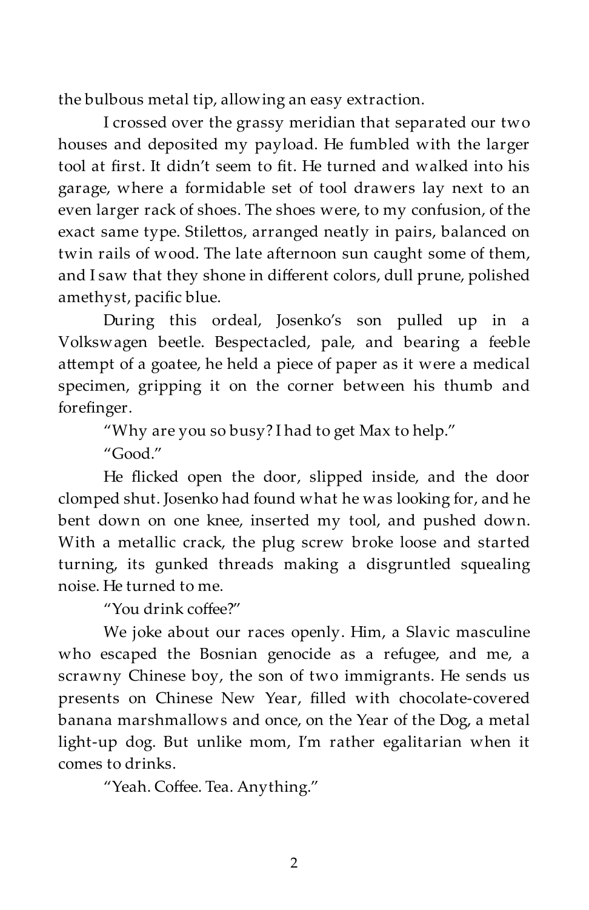the bulbous metal tip, allowing an easy extraction.

I crossed over the grassy meridian that separated our two houses and deposited my payload. He fumbled with the larger tool at first. It didn't seem to fit. He turned and walked into his garage, where a formidable set of tool drawers lay next to an even larger rack of shoes. The shoes were, to my confusion, of the exact same type. Stilettos, arranged neatly in pairs, balanced on twin rails of wood. The late afternoon sun caught some of them, and I saw that they shone in different colors, dull prune, polished amethyst, pacific blue.

During this ordeal, Josenko's son pulled up in a Volkswagen beetle. Bespectacled, pale, and bearing a feeble attempt of a goatee, he held a piece of paper as it were a medical specimen, gripping it on the corner between his thumb and forefinger.

"Why are you so busy? I had to get Max to help."

"Good."

He flicked open the door, slipped inside, and the door clomped shut. Josenko had found what he was looking for, and he bent down on one knee, inserted my tool, and pushed down. With a metallic crack, the plug screw broke loose and started turning, its gunked threads making a disgruntled squealing noise. He turned to me.

"You drink coffee?"

We joke about our races openly. Him, a Slavic masculine who escaped the Bosnian genocide as a refugee, and me, a scrawny Chinese boy, the son of two immigrants. He sends us presents on Chinese New Year, filled with chocolate-covered banana marshmallows and once, on the Year of the Dog, a metal light-up dog. But unlike mom, I'm rather egalitarian when it comes to drinks.

"Yeah. Coffee. Tea. Anything."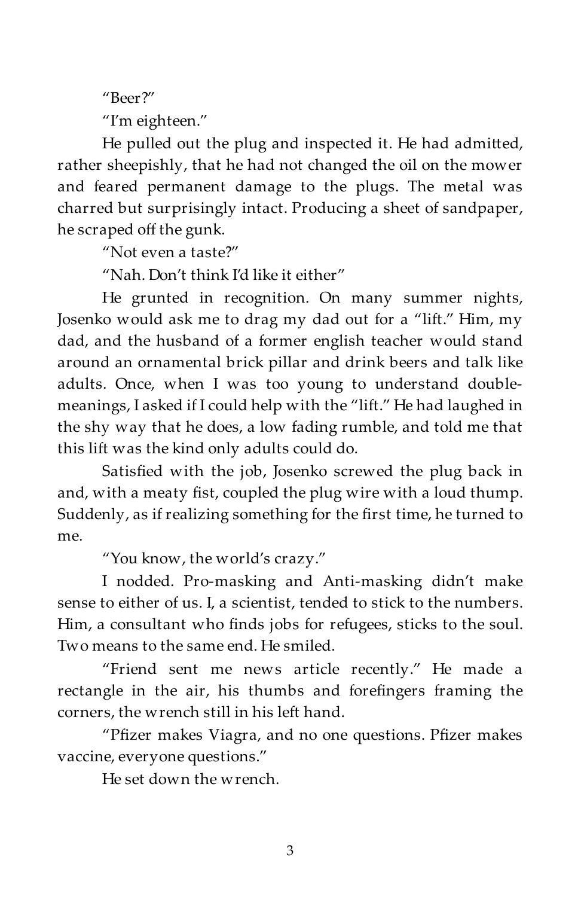"Beer?"

"I'm eighteen."

He pulled out the plug and inspected it. He had admitted, rather sheepishly, that he had not changed the oil on the mower and feared permanent damage to the plugs. The metal was charred but surprisingly intact. Producing a sheet of sandpaper, he scraped off the gunk.

"Not even a taste?"

"Nah. Don't think I'd like it either"

He grunted in recognition. On many summer nights, Josenko would ask me to drag my dad out for a "lift." Him, my dad, and the husband of a former english teacher would stand around an ornamental brick pillar and drink beers and talk like adults. Once, when I was too young to understand double-meanings, I asked if I could help with the "lift." He had laughed in the shy way that he does, a low fading rumble, and told me that this lift was the kind only adults could do.

Satisfied with the job, Josenko screwed the plug back in and, with a meaty fist, coupled the plug wire with a loud thump. Suddenly, as if realizing something for the first time, he turned to me.

"You know, the world's crazy."

I nodded. Pro-masking and Anti-masking didn't make sense to either of us. I, a scientist, tended to stick to the numbers. Him, a consultant who finds jobs for refugees, sticks to the soul. Two means to the same end. He smiled.

"Friend sent me news article recently." He made a rectangle in the air, his thumbs and forefingers framing the corners, the wrench still in his left hand.

"Pfizer makes Viagra, and no one questions. Pfizer makes vaccine, everyone questions."

He set down the wrench.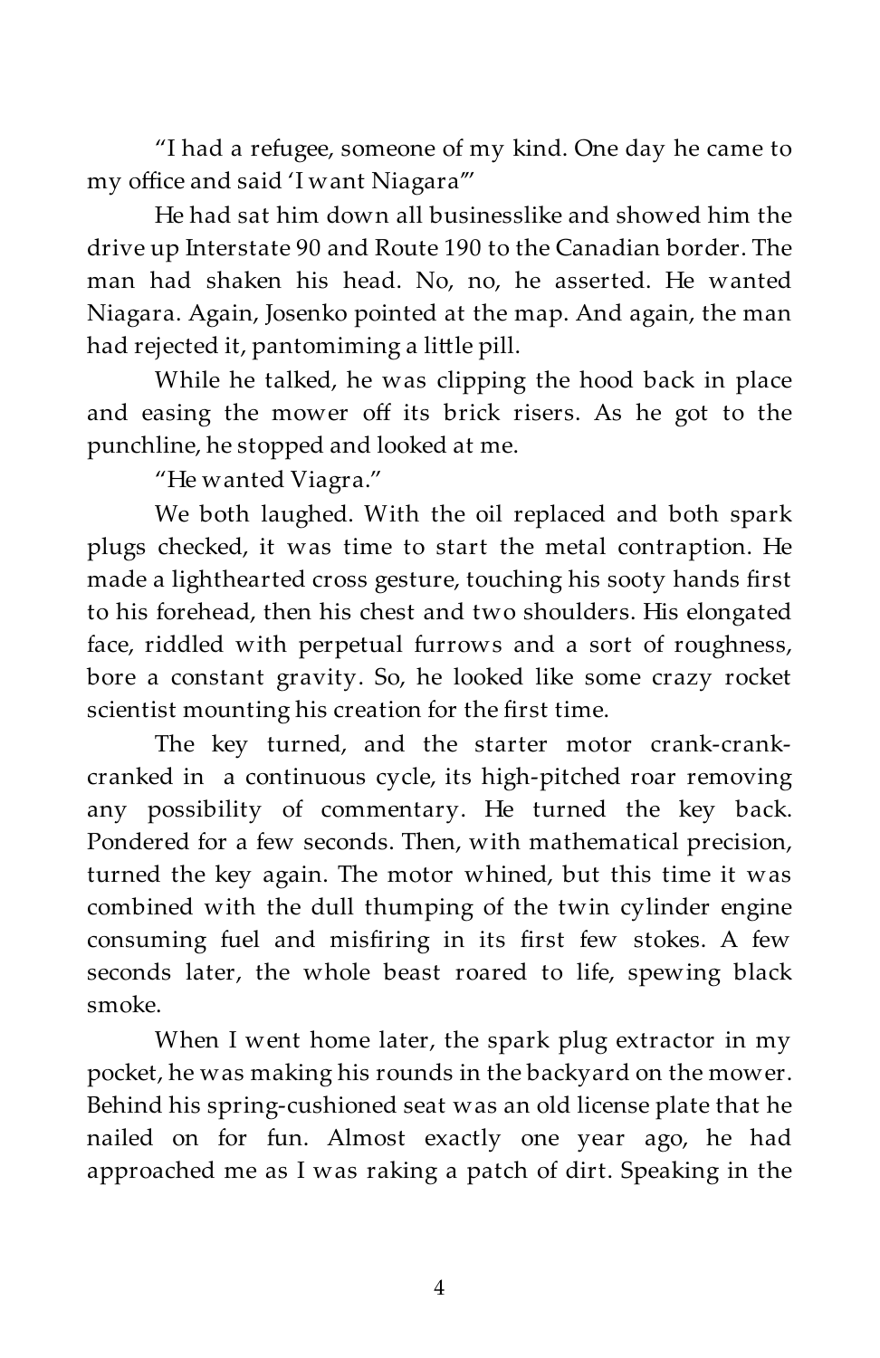"I had a refugee, someone of my kind. One day he came to my office and said 'I want Niagara'"

He had sat him down all businesslike and showed him the drive up Interstate 90 and Route 190 to the Canadian border. The man had shaken his head. No, no, he asserted. He wanted Niagara. Again, Josenko pointed at the map. And again, the man had rejected it, pantomiming a little pill.

While he talked, he was clipping the hood back in place and easing the mower off its brick risers. As he got to the punchline, he stopped and looked at me.

"He wanted Viagra."

We both laughed. With the oil replaced and both spark plugs checked, it was time to start the metal contraption. He made a lighthearted cross gesture, touching his sooty hands first to his forehead, then his chest and two shoulders. His elongated face, riddled with perpetual furrows and a sort of roughness, bore a constant gravity. So, he looked like some crazy rocket scientist mounting his creation for the first time.

The key turned, and the starter motor crank-crank-cranked in a continuous cycle, its high-pitched roar removing any possibility of commentary. He turned the key back. Pondered for a few seconds. Then, with mathematical precision, turned the key again. The motor whined, but this time it was combined with the dull thumping of the twin cylinder engine consuming fuel and misfiring in its first few stokes. A few seconds later, the whole beast roared to life, spewing black smoke.

When I went home later, the spark plug extractor in my pocket, he was making his rounds in the backyard on the mower. Behind his spring-cushioned seat was an old license plate that he nailed on for fun. Almost exactly one year ago, he had approached me as I was raking a patch of dirt. Speaking in the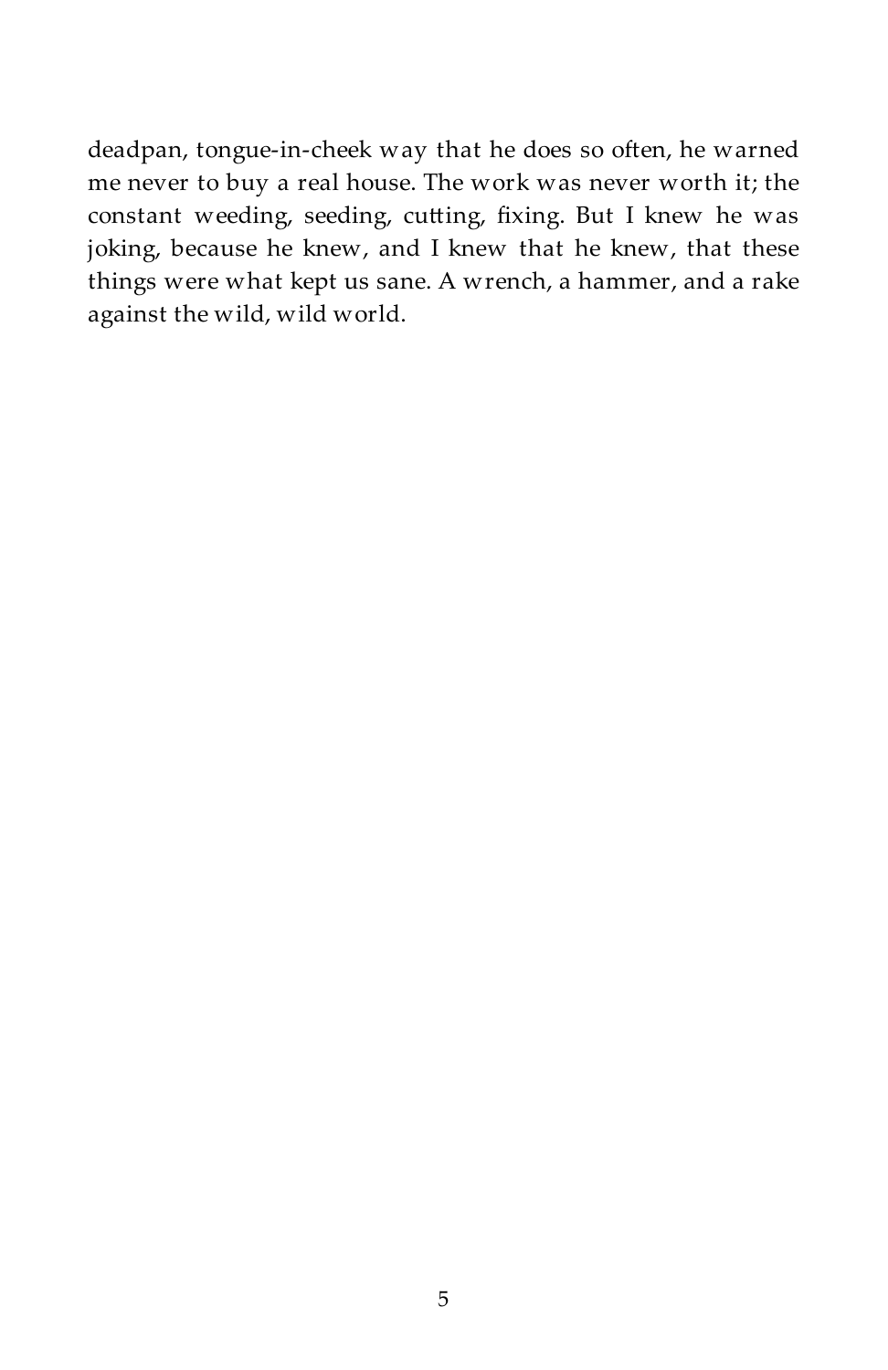deadpan, tongue-in-cheek way that he does so often, he warned me never to buy a real house. The work was never worth it; the constant weeding, seeding, cutting, fixing. But I knew he was joking, because he knew, and I knew that he knew, that these things were what kept us sane. A wrench, a hammer, and a rake against the wild, wild world.